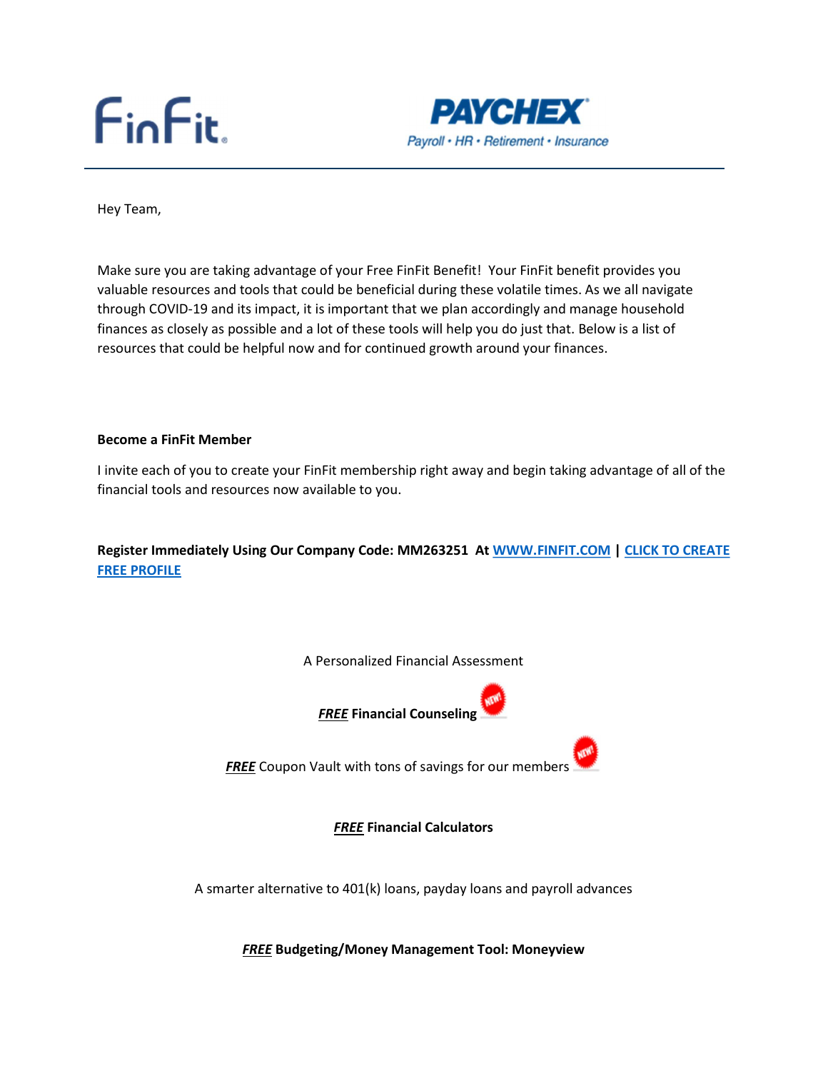FinFit

PAYCHEX
Payroll • HR • Retirement • Insurance

Hey Team,

Make sure you are taking advantage of your Free FinFit Benefit! Your FinFit benefit provides you valuable resources and tools that could be beneficial during these volatile times. As we all navigate through COVID-19 and its impact, it is important that we plan accordingly and manage household finances as closely as possible and a lot of these tools will help you do just that. Below is a list of resources that could be helpful now and for continued growth around your finances.

**Become a FinFit Member**

I invite each of you to create your FinFit membership right away and begin taking advantage of all of the financial tools and resources now available to you.

**Register Immediately Using Our Company Code: MM263251 At [WWW.FINFIT.COM](http://WWW.FINFIT.COM) | [CLICK TO CREATE FREE PROFILE]()**

A Personalized Financial Assessment

***FREE*** **Financial Counseling** NEW!

***FREE*** Coupon Vault with tons of savings for our members NEW!

***FREE*** **Financial Calculators**

A smarter alternative to 401(k) loans, payday loans and payroll advances

***FREE*** **Budgeting/Money Management Tool: Moneyview**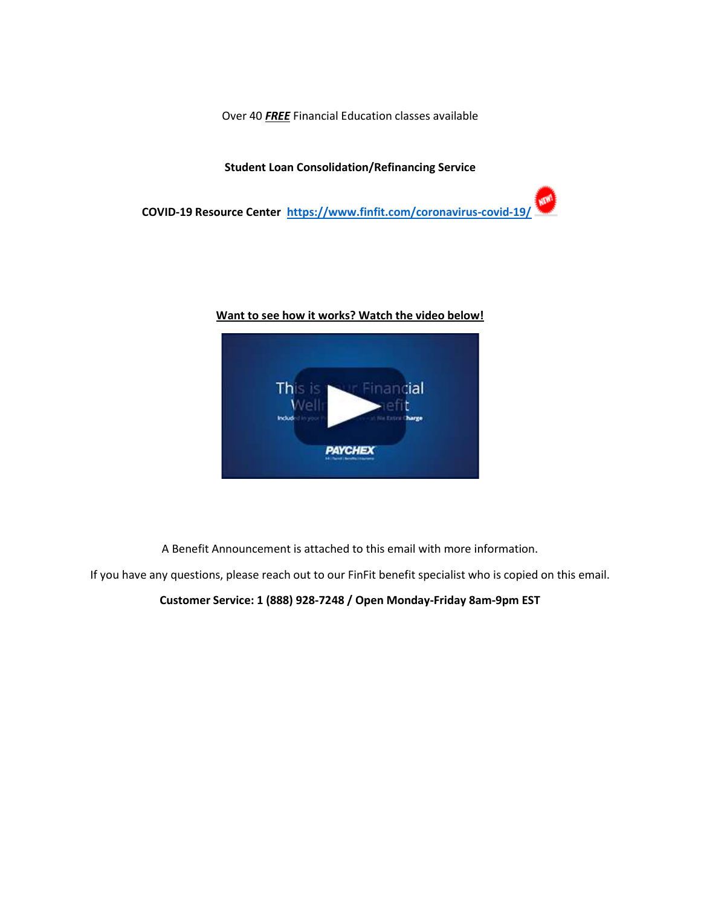Over 40 ***FREE*** Financial Education classes available

**Student Loan Consolidation/Refinancing Service**

**COVID-19 Resource Center** [https://www.finfit.com/coronavirus-covid-19/](https://www.finfit.com/coronavirus-covid-19/)

**Want to see how it works? Watch the video below!**

A Benefit Announcement is attached to this email with more information.

If you have any questions, please reach out to our FinFit benefit specialist who is copied on this email.

**Customer Service: 1 (888) 928-7248 / Open Monday-Friday 8am-9pm EST**